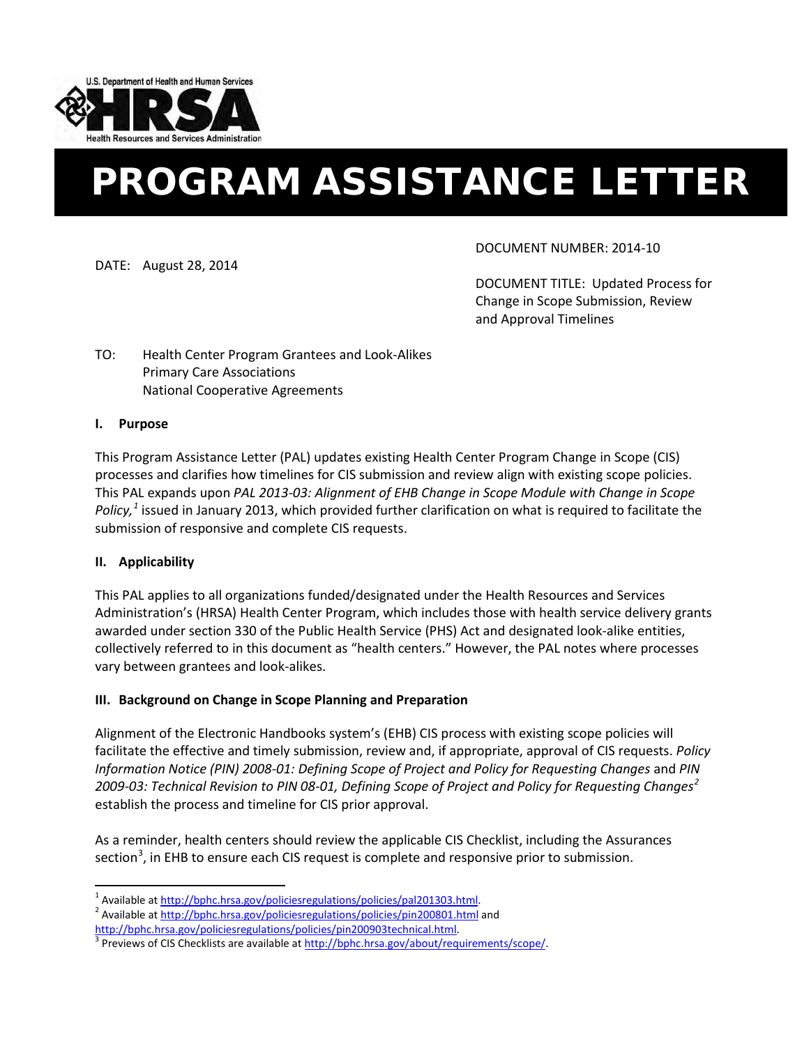U.S. Department of Health and Human Services

HRSA

Health Resources and Services Administration

# PROGRAM ASSISTANCE LETTER

DOCUMENT NUMBER: 2014-10

DATE: August 28, 2014

DOCUMENT TITLE: Updated Process for Change in Scope Submission, Review and Approval Timelines

TO: Health Center Program Grantees and Look-Alikes
Primary Care Associations
National Cooperative Agreements

## I. Purpose

This Program Assistance Letter (PAL) updates existing Health Center Program Change in Scope (CIS) processes and clarifies how timelines for CIS submission and review align with existing scope policies. This PAL expands upon *PAL 2013-03: Alignment of EHB Change in Scope Module with Change in Scope Policy,*[1] issued in January 2013, which provided further clarification on what is required to facilitate the submission of responsive and complete CIS requests.

## II. Applicability

This PAL applies to all organizations funded/designated under the Health Resources and Services Administration's (HRSA) Health Center Program, which includes those with health service delivery grants awarded under section 330 of the Public Health Service (PHS) Act and designated look-alike entities, collectively referred to in this document as "health centers." However, the PAL notes where processes vary between grantees and look-alikes.

## III. Background on Change in Scope Planning and Preparation

Alignment of the Electronic Handbooks system's (EHB) CIS process with existing scope policies will facilitate the effective and timely submission, review and, if appropriate, approval of CIS requests. *Policy Information Notice (PIN) 2008-01: Defining Scope of Project and Policy for Requesting Changes* and *PIN 2009-03: Technical Revision to PIN 08-01, Defining Scope of Project and Policy for Requesting Changes*[2] establish the process and timeline for CIS prior approval.

As a reminder, health centers should review the applicable CIS Checklist, including the Assurances section[3], in EHB to ensure each CIS request is complete and responsive prior to submission.

---

[1] Available at http://bphc.hrsa.gov/policiesregulations/policies/pal201303.html.

[2] Available at http://bphc.hrsa.gov/policiesregulations/policies/pin200801.html and http://bphc.hrsa.gov/policiesregulations/policies/pin200903technical.html.

[3] Previews of CIS Checklists are available at http://bphc.hrsa.gov/about/requirements/scope/.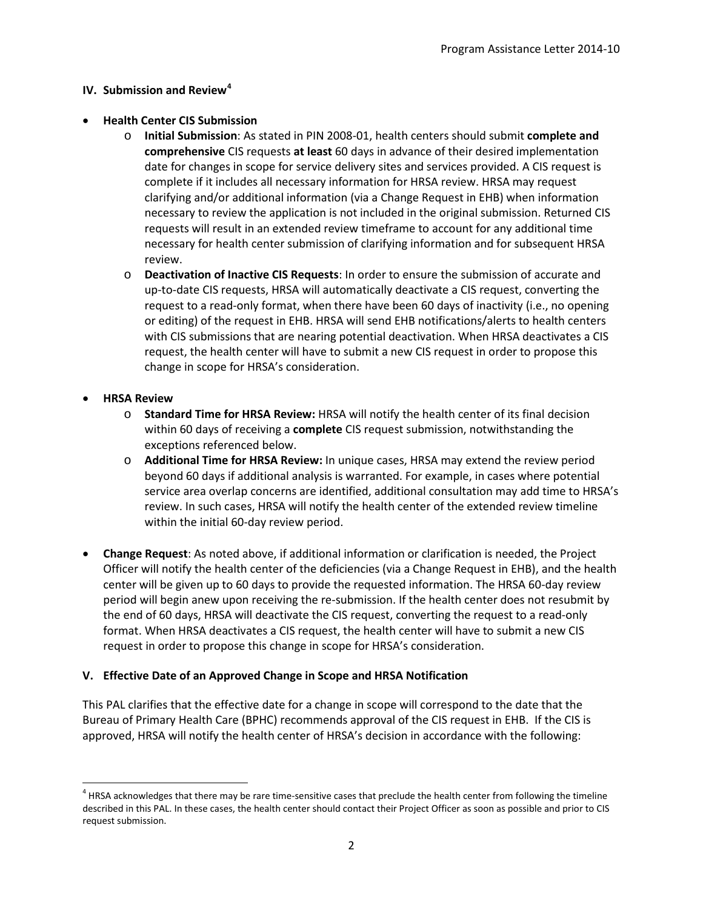## IV. Submission and Review[4]

- **Health Center CIS Submission**
  - **Initial Submission**: As stated in PIN 2008-01, health centers should submit **complete and comprehensive** CIS requests **at least** 60 days in advance of their desired implementation date for changes in scope for service delivery sites and services provided. A CIS request is complete if it includes all necessary information for HRSA review. HRSA may request clarifying and/or additional information (via a Change Request in EHB) when information necessary to review the application is not included in the original submission. Returned CIS requests will result in an extended review timeframe to account for any additional time necessary for health center submission of clarifying information and for subsequent HRSA review.
  - **Deactivation of Inactive CIS Requests**: In order to ensure the submission of accurate and up-to-date CIS requests, HRSA will automatically deactivate a CIS request, converting the request to a read-only format, when there have been 60 days of inactivity (i.e., no opening or editing) of the request in EHB. HRSA will send EHB notifications/alerts to health centers with CIS submissions that are nearing potential deactivation. When HRSA deactivates a CIS request, the health center will have to submit a new CIS request in order to propose this change in scope for HRSA's consideration.

- **HRSA Review**
  - **Standard Time for HRSA Review:** HRSA will notify the health center of its final decision within 60 days of receiving a **complete** CIS request submission, notwithstanding the exceptions referenced below.
  - **Additional Time for HRSA Review:** In unique cases, HRSA may extend the review period beyond 60 days if additional analysis is warranted. For example, in cases where potential service area overlap concerns are identified, additional consultation may add time to HRSA's review. In such cases, HRSA will notify the health center of the extended review timeline within the initial 60-day review period.

- **Change Request**: As noted above, if additional information or clarification is needed, the Project Officer will notify the health center of the deficiencies (via a Change Request in EHB), and the health center will be given up to 60 days to provide the requested information. The HRSA 60-day review period will begin anew upon receiving the re-submission. If the health center does not resubmit by the end of 60 days, HRSA will deactivate the CIS request, converting the request to a read-only format. When HRSA deactivates a CIS request, the health center will have to submit a new CIS request in order to propose this change in scope for HRSA's consideration.

## V. Effective Date of an Approved Change in Scope and HRSA Notification

This PAL clarifies that the effective date for a change in scope will correspond to the date that the Bureau of Primary Health Care (BPHC) recommends approval of the CIS request in EHB. If the CIS is approved, HRSA will notify the health center of HRSA's decision in accordance with the following:

[4] HRSA acknowledges that there may be rare time-sensitive cases that preclude the health center from following the timeline described in this PAL. In these cases, the health center should contact their Project Officer as soon as possible and prior to CIS request submission.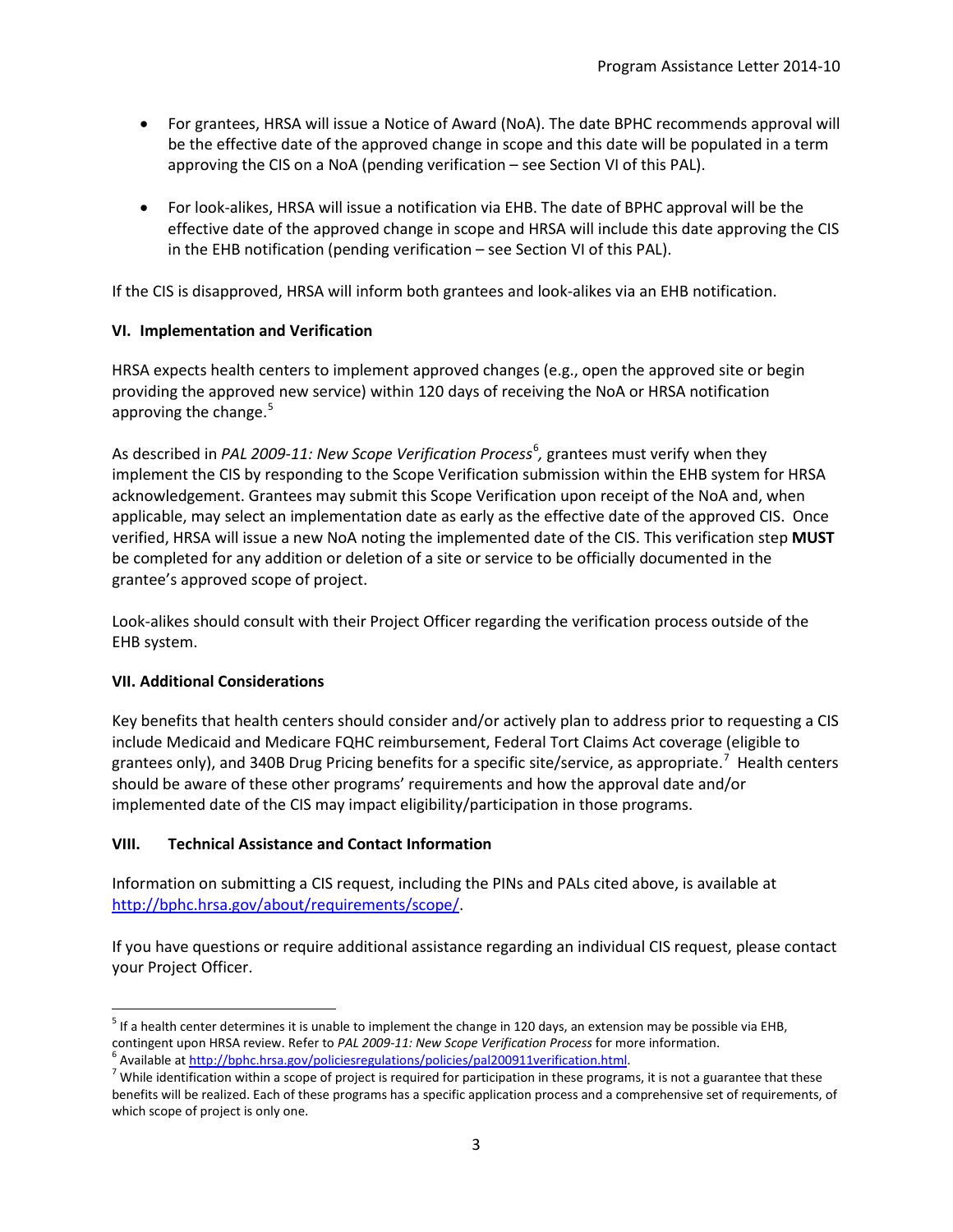- For grantees, HRSA will issue a Notice of Award (NoA). The date BPHC recommends approval will be the effective date of the approved change in scope and this date will be populated in a term approving the CIS on a NoA (pending verification – see Section VI of this PAL).

- For look-alikes, HRSA will issue a notification via EHB. The date of BPHC approval will be the effective date of the approved change in scope and HRSA will include this date approving the CIS in the EHB notification (pending verification – see Section VI of this PAL).

If the CIS is disapproved, HRSA will inform both grantees and look-alikes via an EHB notification.

### VI. Implementation and Verification

HRSA expects health centers to implement approved changes (e.g., open the approved site or begin providing the approved new service) within 120 days of receiving the NoA or HRSA notification approving the change.[5]

As described in *PAL 2009-11: New Scope Verification Process*[6], grantees must verify when they implement the CIS by responding to the Scope Verification submission within the EHB system for HRSA acknowledgement. Grantees may submit this Scope Verification upon receipt of the NoA and, when applicable, may select an implementation date as early as the effective date of the approved CIS. Once verified, HRSA will issue a new NoA noting the implemented date of the CIS. This verification step **MUST** be completed for any addition or deletion of a site or service to be officially documented in the grantee's approved scope of project.

Look-alikes should consult with their Project Officer regarding the verification process outside of the EHB system.

### VII. Additional Considerations

Key benefits that health centers should consider and/or actively plan to address prior to requesting a CIS include Medicaid and Medicare FQHC reimbursement, Federal Tort Claims Act coverage (eligible to grantees only), and 340B Drug Pricing benefits for a specific site/service, as appropriate.[7] Health centers should be aware of these other programs' requirements and how the approval date and/or implemented date of the CIS may impact eligibility/participation in those programs.

### VIII. Technical Assistance and Contact Information

Information on submitting a CIS request, including the PINs and PALs cited above, is available at http://bphc.hrsa.gov/about/requirements/scope/.

If you have questions or require additional assistance regarding an individual CIS request, please contact your Project Officer.

---

[5] If a health center determines it is unable to implement the change in 120 days, an extension may be possible via EHB, contingent upon HRSA review. Refer to *PAL 2009-11: New Scope Verification Process* for more information.

[6] Available at http://bphc.hrsa.gov/policiesregulations/policies/pal200911verification.html.

[7] While identification within a scope of project is required for participation in these programs, it is not a guarantee that these benefits will be realized. Each of these programs has a specific application process and a comprehensive set of requirements, of which scope of project is only one.